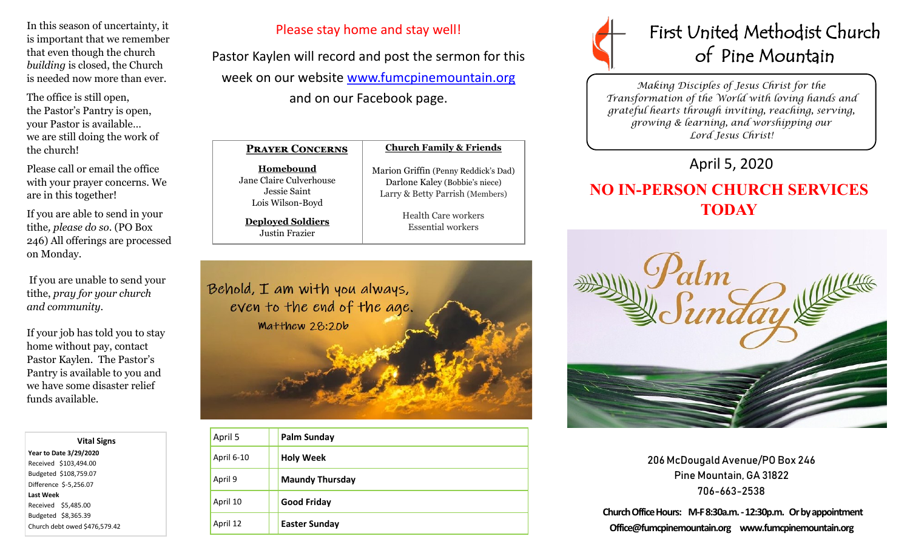In this season of uncertainty, it is important that we remember that even though the church *building* is closed, the Church is needed now more than ever.

The office is still open,
the Pastor's Pantry is open,
your Pastor is available…
we are still doing the work of the church!

Please call or email the office with your prayer concerns. We are in this together!

If you are able to send in your tithe, *please do so*. (PO Box 246) All offerings are processed on Monday.

If you are unable to send your tithe, *pray for your church and community.*

If your job has told you to stay home without pay, contact Pastor Kaylen. The Pastor's Pantry is available to you and we have some disaster relief funds available.

**Vital Signs**

**Year to Date 3/29/2020**
Received $103,494.00
Budgeted $108,759.07
Difference $-5,256.07

**Last Week**
Received $5,485.00
Budgeted $8,365.39

Church debt owed $476,579.42

Please stay home and stay well!

Pastor Kaylen will record and post the sermon for this week on our website www.fumcpinemountain.org and on our Facebook page.

| **Prayer Concerns** | **Church Family & Friends** |
|---|---|
| **Homebound**<br>Jane Claire Culverhouse<br>Jessie Saint<br>Lois Wilson-Boyd<br><br>**Deployed Soldiers**<br>Justin Frazier | Marion Griffin (Penny Reddick's Dad)<br>Darlone Kaley (Bobbie's niece)<br>Larry & Betty Parrish (Members)<br><br>Health Care workers<br>Essential workers |

Behold, I am with you always, even to the end of the age.
Matthew 28:20b

| | |
|---|---|
| April 5 | **Palm Sunday** |
| April 6-10 | **Holy Week** |
| April 9 | **Maundy Thursday** |
| April 10 | **Good Friday** |
| April 12 | **Easter Sunday** |

# First United Methodist Church of Pine Mountain

*Making Disciples of Jesus Christ for the Transformation of the World with loving hands and grateful hearts through inviting, reaching, serving, growing & learning, and worshipping our Lord Jesus Christ!*

## April 5, 2020

## NO IN-PERSON CHURCH SERVICES TODAY

Palm Sunday

206 McDougald Avenue/PO Box 246
Pine Mountain, GA 31822
706-663-2538

**Church Office Hours: M-F 8:30a.m. - 12:30p.m. Or by appointment**
**Office@fumcpinemountain.org www.fumcpinemountain.org**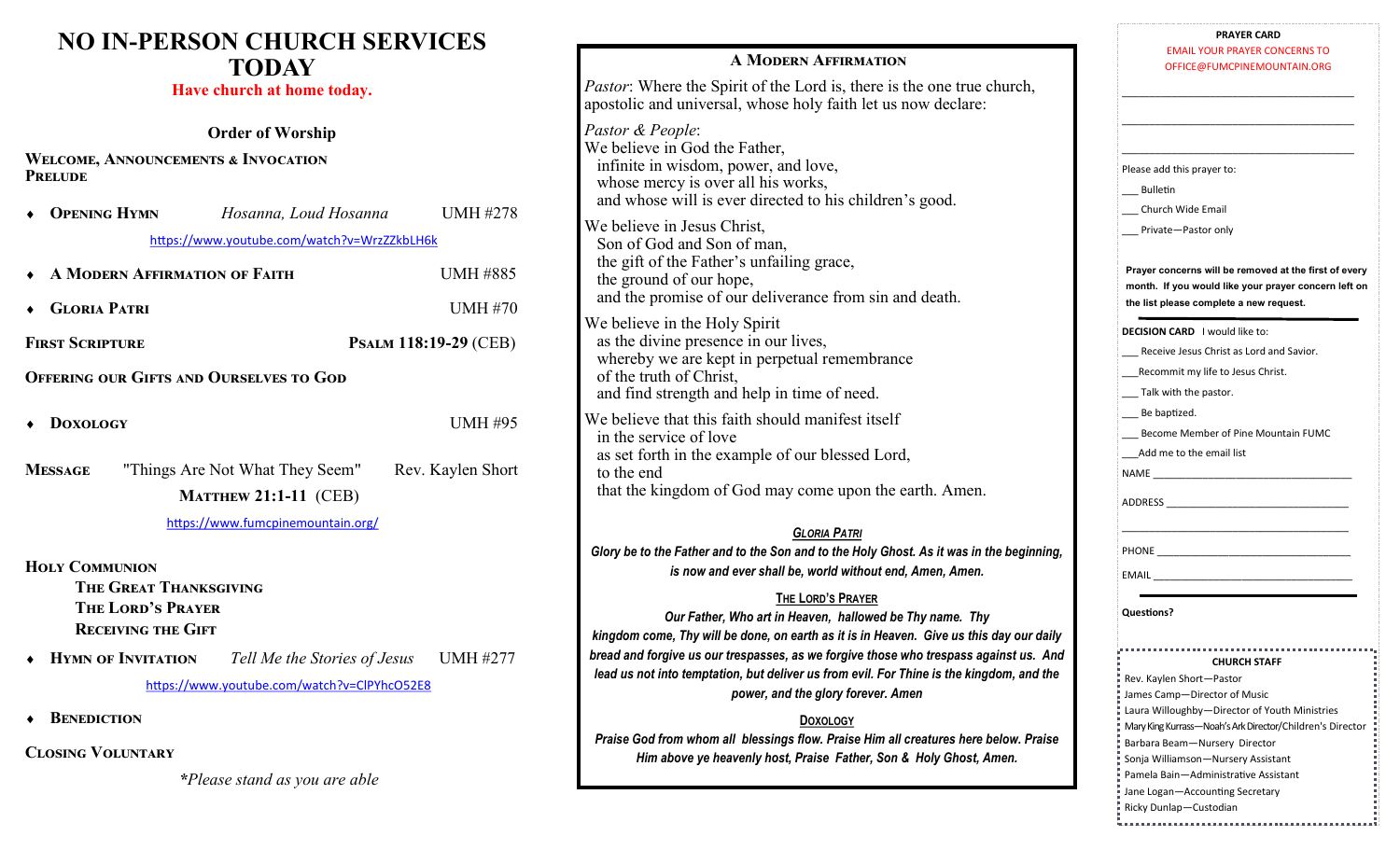# NO IN-PERSON CHURCH SERVICES TODAY

**Have church at home today.**

## Order of Worship

**WELCOME, ANNOUNCEMENTS & INVOCATION**

**PRELUDE**

- **OPENING HYMN** *Hosanna, Loud Hosanna* UMH #278
  https://www.youtube.com/watch?v=WrzZZkbLH6k
- **A MODERN AFFIRMATION OF FAITH** UMH #885
- **GLORIA PATRI** UMH #70

**FIRST SCRIPTURE** **PSALM 118:19-29** (CEB)

**OFFERING OUR GIFTS AND OURSELVES TO GOD**

- **DOXOLOGY** UMH #95

**MESSAGE** "Things Are Not What They Seem" Rev. Kaylen Short

**MATTHEW 21:1-11** (CEB)

https://www.fumcpinemountain.org/

**HOLY COMMUNION**

**THE GREAT THANKSGIVING**

**THE LORD'S PRAYER**

**RECEIVING THE GIFT**

- **HYMN OF INVITATION** *Tell Me the Stories of Jesus* UMH #277
  https://www.youtube.com/watch?v=ClPYhcO52E8
- **BENEDICTION**

**CLOSING VOLUNTARY**

*\*Please stand as you are able*

---

### A MODERN AFFIRMATION

*Pastor*: Where the Spirit of the Lord is, there is the one true church, apostolic and universal, whose holy faith let us now declare:

*Pastor & People*:

We believe in God the Father,
infinite in wisdom, power, and love,
whose mercy is over all his works,
and whose will is ever directed to his children's good.

We believe in Jesus Christ,
Son of God and Son of man,
the gift of the Father's unfailing grace,
the ground of our hope,
and the promise of our deliverance from sin and death.

We believe in the Holy Spirit
as the divine presence in our lives,
whereby we are kept in perpetual remembrance
of the truth of Christ,
and find strength and help in time of need.

We believe that this faith should manifest itself
in the service of love
as set forth in the example of our blessed Lord,
to the end
that the kingdom of God may come upon the earth. Amen.

### GLORIA PATRI

***Glory be to the Father and to the Son and to the Holy Ghost. As it was in the beginning, is now and ever shall be, world without end, Amen, Amen.***

### THE LORD'S PRAYER

***Our Father, Who art in Heaven, hallowed be Thy name. Thy kingdom come, Thy will be done, on earth as it is in Heaven. Give us this day our daily bread and forgive us our trespasses, as we forgive those who trespass against us. And lead us not into temptation, but deliver us from evil. For Thine is the kingdom, and the power, and the glory forever. Amen***

### DOXOLOGY

***Praise God from whom all blessings flow. Praise Him all creatures here below. Praise Him above ye heavenly host, Praise Father, Son & Holy Ghost, Amen.***

---

**PRAYER CARD**

EMAIL YOUR PRAYER CONCERNS TO OFFICE@FUMCPINEMOUNTAIN.ORG

___________________________________

___________________________________

___________________________________

Please add this prayer to:

___ Bulletin

___ Church Wide Email

___ Private—Pastor only

**Prayer concerns will be removed at the first of every month. If you would like your prayer concern left on the list please complete a new request.**

**DECISION CARD** I would like to:

___ Receive Jesus Christ as Lord and Savior.

___Recommit my life to Jesus Christ.

___ Talk with the pastor.

___ Be baptized.

___ Become Member of Pine Mountain FUMC

___Add me to the email list

NAME ______________________________

ADDRESS ____________________________

___________________________________

PHONE ______________________________

EMAIL ______________________________

**Questions?**

**CHURCH STAFF**

Rev. Kaylen Short—Pastor
James Camp—Director of Music
Laura Willoughby—Director of Youth Ministries
Mary King Kurrass—Noah's Ark Director/Children's Director
Barbara Beam—Nursery Director
Sonja Williamson—Nursery Assistant
Pamela Bain—Administrative Assistant
Jane Logan—Accounting Secretary
Ricky Dunlap—Custodian